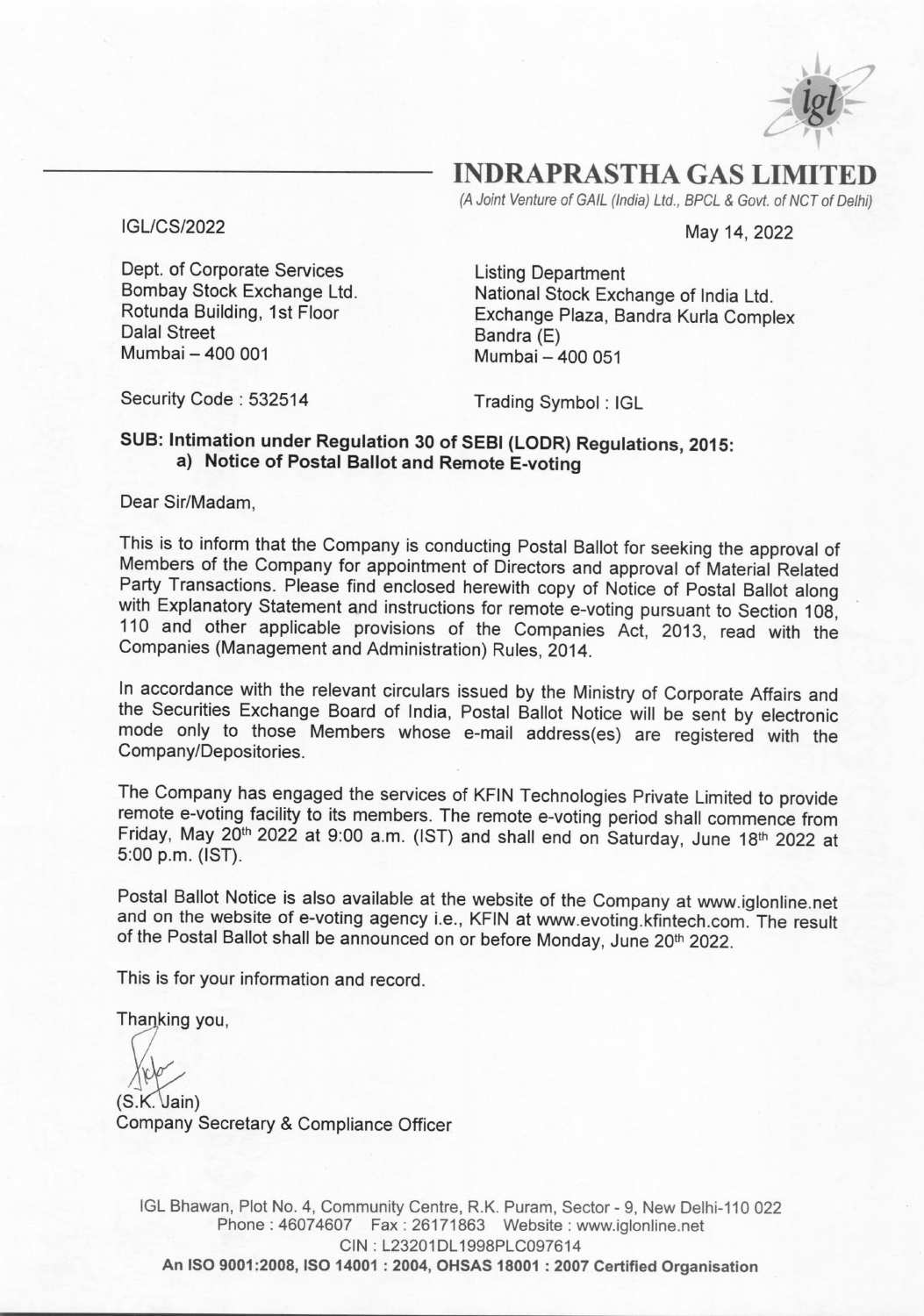# INDRAPRASTHA GAS LIMITED

*(A Joint Venture of GAIL (India) Ltd., BPCL & Govt. of NCT of Delhi)*

IGL/CS/2022

May 14, 2022

Dept. of Corporate Services
Bombay Stock Exchange Ltd.
Rotunda Building, 1st Floor
Dalal Street
Mumbai – 400 001

Security Code : 532514

Listing Department
National Stock Exchange of India Ltd.
Exchange Plaza, Bandra Kurla Complex
Bandra (E)
Mumbai – 400 051

Trading Symbol : IGL

**SUB: Intimation under Regulation 30 of SEBI (LODR) Regulations, 2015:**
**a) Notice of Postal Ballot and Remote E-voting**

Dear Sir/Madam,

This is to inform that the Company is conducting Postal Ballot for seeking the approval of Members of the Company for appointment of Directors and approval of Material Related Party Transactions. Please find enclosed herewith copy of Notice of Postal Ballot along with Explanatory Statement and instructions for remote e-voting pursuant to Section 108, 110 and other applicable provisions of the Companies Act, 2013, read with the Companies (Management and Administration) Rules, 2014.

In accordance with the relevant circulars issued by the Ministry of Corporate Affairs and the Securities Exchange Board of India, Postal Ballot Notice will be sent by electronic mode only to those Members whose e-mail address(es) are registered with the Company/Depositories.

The Company has engaged the services of KFIN Technologies Private Limited to provide remote e-voting facility to its members. The remote e-voting period shall commence from Friday, May 20th 2022 at 9:00 a.m. (IST) and shall end on Saturday, June 18th 2022 at 5:00 p.m. (IST).

Postal Ballot Notice is also available at the website of the Company at www.iglonline.net and on the website of e-voting agency i.e., KFIN at www.evoting.kfintech.com. The result of the Postal Ballot shall be announced on or before Monday, June 20th 2022.

This is for your information and record.

Thanking you,

(S.K. Jain)
Company Secretary & Compliance Officer

IGL Bhawan, Plot No. 4, Community Centre, R.K. Puram, Sector - 9, New Delhi-110 022
Phone : 46074607 Fax : 26171863 Website : www.iglonline.net
CIN : L23201DL1998PLC097614
**An ISO 9001:2008, ISO 14001 : 2004, OHSAS 18001 : 2007 Certified Organisation**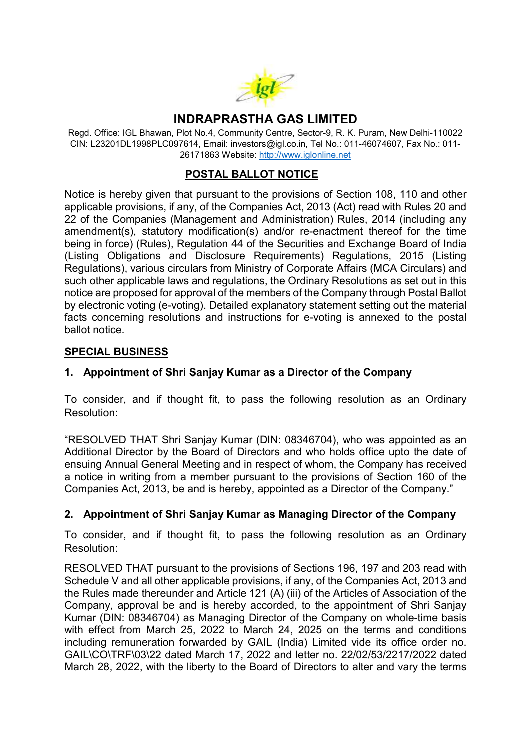# INDRAPRASTHA GAS LIMITED

Regd. Office: IGL Bhawan, Plot No.4, Community Centre, Sector-9, R. K. Puram, New Delhi-110022
CIN: L23201DL1998PLC097614, Email: investors@igl.co.in, Tel No.: 011-46074607, Fax No.: 011-26171863 Website: http://www.iglonline.net

## POSTAL BALLOT NOTICE

Notice is hereby given that pursuant to the provisions of Section 108, 110 and other applicable provisions, if any, of the Companies Act, 2013 (Act) read with Rules 20 and 22 of the Companies (Management and Administration) Rules, 2014 (including any amendment(s), statutory modification(s) and/or re-enactment thereof for the time being in force) (Rules), Regulation 44 of the Securities and Exchange Board of India (Listing Obligations and Disclosure Requirements) Regulations, 2015 (Listing Regulations), various circulars from Ministry of Corporate Affairs (MCA Circulars) and such other applicable laws and regulations, the Ordinary Resolutions as set out in this notice are proposed for approval of the members of the Company through Postal Ballot by electronic voting (e-voting). Detailed explanatory statement setting out the material facts concerning resolutions and instructions for e-voting is annexed to the postal ballot notice.

## SPECIAL BUSINESS

### 1. Appointment of Shri Sanjay Kumar as a Director of the Company

To consider, and if thought fit, to pass the following resolution as an Ordinary Resolution:

"RESOLVED THAT Shri Sanjay Kumar (DIN: 08346704), who was appointed as an Additional Director by the Board of Directors and who holds office upto the date of ensuing Annual General Meeting and in respect of whom, the Company has received a notice in writing from a member pursuant to the provisions of Section 160 of the Companies Act, 2013, be and is hereby, appointed as a Director of the Company."

### 2. Appointment of Shri Sanjay Kumar as Managing Director of the Company

To consider, and if thought fit, to pass the following resolution as an Ordinary Resolution:

RESOLVED THAT pursuant to the provisions of Sections 196, 197 and 203 read with Schedule V and all other applicable provisions, if any, of the Companies Act, 2013 and the Rules made thereunder and Article 121 (A) (iii) of the Articles of Association of the Company, approval be and is hereby accorded, to the appointment of Shri Sanjay Kumar (DIN: 08346704) as Managing Director of the Company on whole-time basis with effect from March 25, 2022 to March 24, 2025 on the terms and conditions including remuneration forwarded by GAIL (India) Limited vide its office order no. GAIL\CO\TRF\03\22 dated March 17, 2022 and letter no. 22/02/53/2217/2022 dated March 28, 2022, with the liberty to the Board of Directors to alter and vary the terms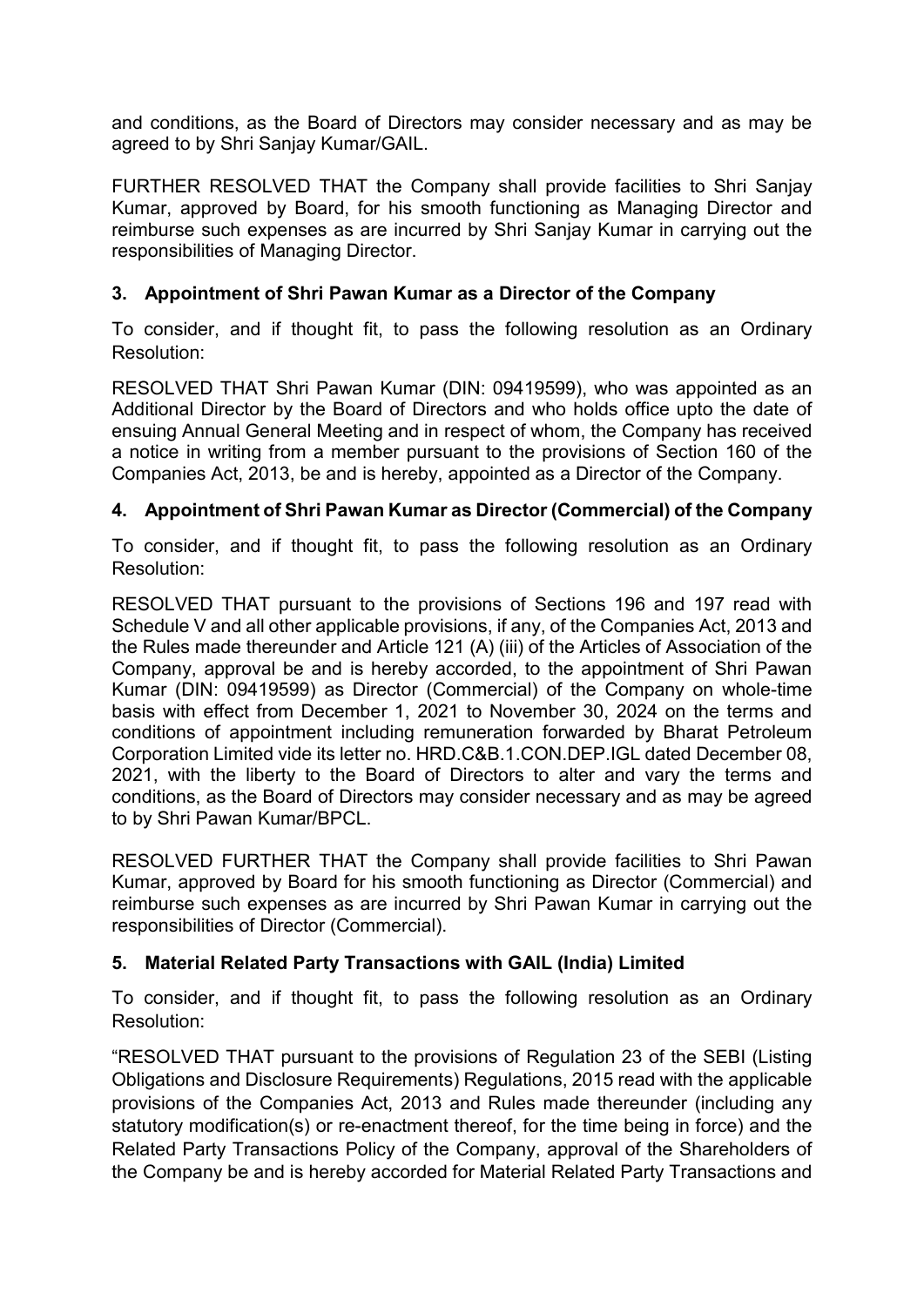and conditions, as the Board of Directors may consider necessary and as may be agreed to by Shri Sanjay Kumar/GAIL.

FURTHER RESOLVED THAT the Company shall provide facilities to Shri Sanjay Kumar, approved by Board, for his smooth functioning as Managing Director and reimburse such expenses as are incurred by Shri Sanjay Kumar in carrying out the responsibilities of Managing Director.

### 3. Appointment of Shri Pawan Kumar as a Director of the Company

To consider, and if thought fit, to pass the following resolution as an Ordinary Resolution:

RESOLVED THAT Shri Pawan Kumar (DIN: 09419599), who was appointed as an Additional Director by the Board of Directors and who holds office upto the date of ensuing Annual General Meeting and in respect of whom, the Company has received a notice in writing from a member pursuant to the provisions of Section 160 of the Companies Act, 2013, be and is hereby, appointed as a Director of the Company.

### 4. Appointment of Shri Pawan Kumar as Director (Commercial) of the Company

To consider, and if thought fit, to pass the following resolution as an Ordinary Resolution:

RESOLVED THAT pursuant to the provisions of Sections 196 and 197 read with Schedule V and all other applicable provisions, if any, of the Companies Act, 2013 and the Rules made thereunder and Article 121 (A) (iii) of the Articles of Association of the Company, approval be and is hereby accorded, to the appointment of Shri Pawan Kumar (DIN: 09419599) as Director (Commercial) of the Company on whole-time basis with effect from December 1, 2021 to November 30, 2024 on the terms and conditions of appointment including remuneration forwarded by Bharat Petroleum Corporation Limited vide its letter no. HRD.C&B.1.CON.DEP.IGL dated December 08, 2021, with the liberty to the Board of Directors to alter and vary the terms and conditions, as the Board of Directors may consider necessary and as may be agreed to by Shri Pawan Kumar/BPCL.

RESOLVED FURTHER THAT the Company shall provide facilities to Shri Pawan Kumar, approved by Board for his smooth functioning as Director (Commercial) and reimburse such expenses as are incurred by Shri Pawan Kumar in carrying out the responsibilities of Director (Commercial).

### 5. Material Related Party Transactions with GAIL (India) Limited

To consider, and if thought fit, to pass the following resolution as an Ordinary Resolution:

"RESOLVED THAT pursuant to the provisions of Regulation 23 of the SEBI (Listing Obligations and Disclosure Requirements) Regulations, 2015 read with the applicable provisions of the Companies Act, 2013 and Rules made thereunder (including any statutory modification(s) or re-enactment thereof, for the time being in force) and the Related Party Transactions Policy of the Company, approval of the Shareholders of the Company be and is hereby accorded for Material Related Party Transactions and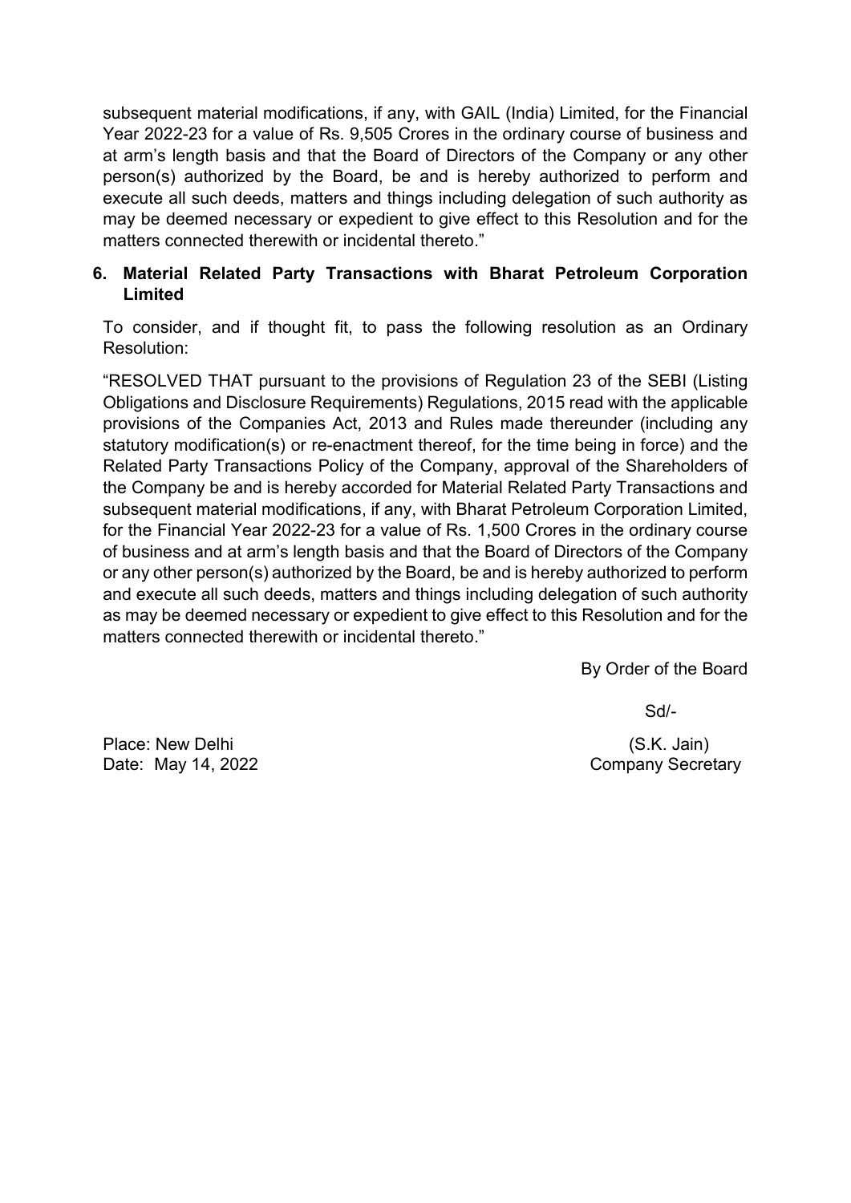subsequent material modifications, if any, with GAIL (India) Limited, for the Financial Year 2022-23 for a value of Rs. 9,505 Crores in the ordinary course of business and at arm's length basis and that the Board of Directors of the Company or any other person(s) authorized by the Board, be and is hereby authorized to perform and execute all such deeds, matters and things including delegation of such authority as may be deemed necessary or expedient to give effect to this Resolution and for the matters connected therewith or incidental thereto."

**6. Material Related Party Transactions with Bharat Petroleum Corporation Limited**

To consider, and if thought fit, to pass the following resolution as an Ordinary Resolution:

"RESOLVED THAT pursuant to the provisions of Regulation 23 of the SEBI (Listing Obligations and Disclosure Requirements) Regulations, 2015 read with the applicable provisions of the Companies Act, 2013 and Rules made thereunder (including any statutory modification(s) or re-enactment thereof, for the time being in force) and the Related Party Transactions Policy of the Company, approval of the Shareholders of the Company be and is hereby accorded for Material Related Party Transactions and subsequent material modifications, if any, with Bharat Petroleum Corporation Limited, for the Financial Year 2022-23 for a value of Rs. 1,500 Crores in the ordinary course of business and at arm's length basis and that the Board of Directors of the Company or any other person(s) authorized by the Board, be and is hereby authorized to perform and execute all such deeds, matters and things including delegation of such authority as may be deemed necessary or expedient to give effect to this Resolution and for the matters connected therewith or incidental thereto."

By Order of the Board

Sd/-

(S.K. Jain)
Company Secretary

Place: New Delhi
Date: May 14, 2022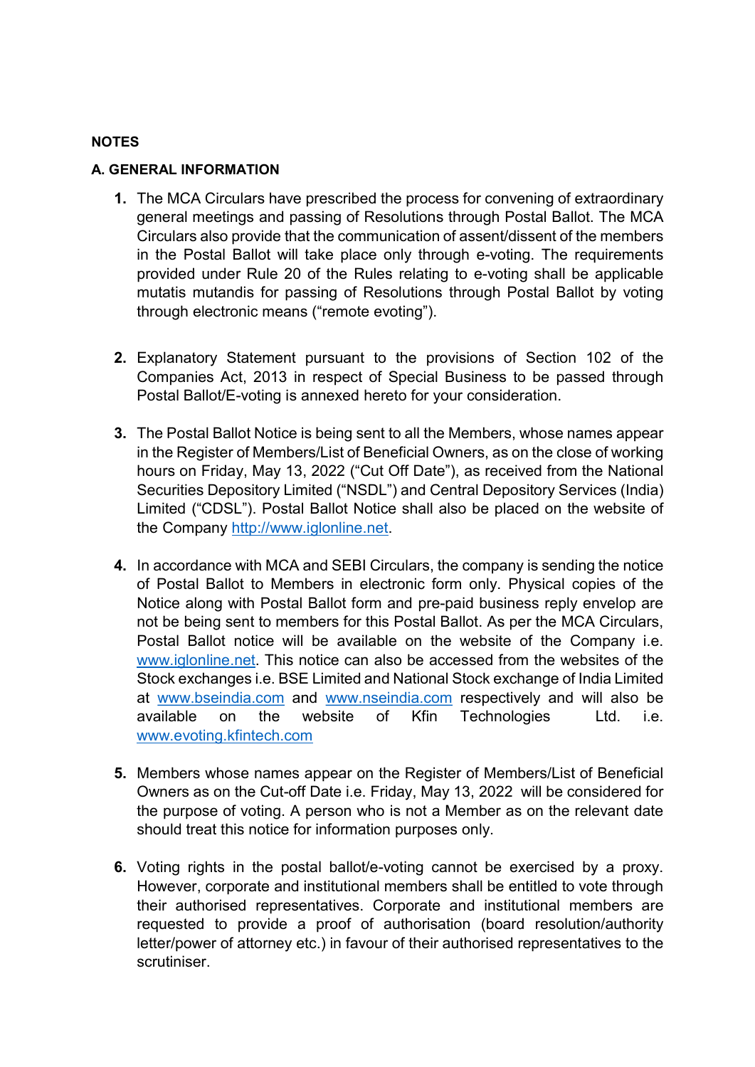**NOTES**

**A. GENERAL INFORMATION**

1. The MCA Circulars have prescribed the process for convening of extraordinary general meetings and passing of Resolutions through Postal Ballot. The MCA Circulars also provide that the communication of assent/dissent of the members in the Postal Ballot will take place only through e-voting. The requirements provided under Rule 20 of the Rules relating to e-voting shall be applicable mutatis mutandis for passing of Resolutions through Postal Ballot by voting through electronic means ("remote evoting").

2. Explanatory Statement pursuant to the provisions of Section 102 of the Companies Act, 2013 in respect of Special Business to be passed through Postal Ballot/E-voting is annexed hereto for your consideration.

3. The Postal Ballot Notice is being sent to all the Members, whose names appear in the Register of Members/List of Beneficial Owners, as on the close of working hours on Friday, May 13, 2022 ("Cut Off Date"), as received from the National Securities Depository Limited ("NSDL") and Central Depository Services (India) Limited ("CDSL"). Postal Ballot Notice shall also be placed on the website of the Company http://www.iglonline.net.

4. In accordance with MCA and SEBI Circulars, the company is sending the notice of Postal Ballot to Members in electronic form only. Physical copies of the Notice along with Postal Ballot form and pre-paid business reply envelop are not be being sent to members for this Postal Ballot. As per the MCA Circulars, Postal Ballot notice will be available on the website of the Company i.e. www.iglonline.net. This notice can also be accessed from the websites of the Stock exchanges i.e. BSE Limited and National Stock exchange of India Limited at www.bseindia.com and www.nseindia.com respectively and will also be available on the website of Kfin Technologies Ltd. i.e. www.evoting.kfintech.com

5. Members whose names appear on the Register of Members/List of Beneficial Owners as on the Cut-off Date i.e. Friday, May 13, 2022 will be considered for the purpose of voting. A person who is not a Member as on the relevant date should treat this notice for information purposes only.

6. Voting rights in the postal ballot/e-voting cannot be exercised by a proxy. However, corporate and institutional members shall be entitled to vote through their authorised representatives. Corporate and institutional members are requested to provide a proof of authorisation (board resolution/authority letter/power of attorney etc.) in favour of their authorised representatives to the scrutiniser.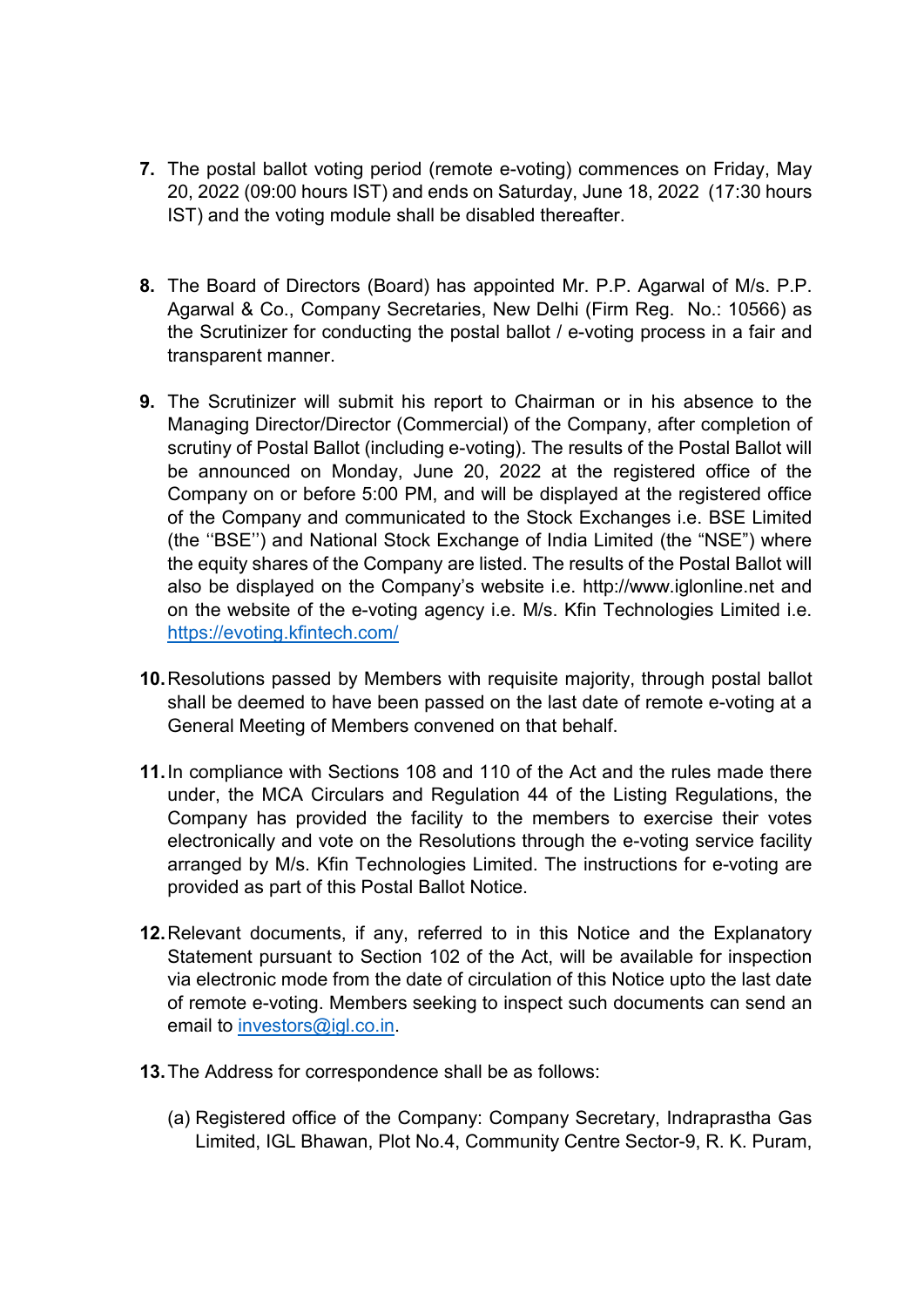7. The postal ballot voting period (remote e-voting) commences on Friday, May 20, 2022 (09:00 hours IST) and ends on Saturday, June 18, 2022 (17:30 hours IST) and the voting module shall be disabled thereafter.

8. The Board of Directors (Board) has appointed Mr. P.P. Agarwal of M/s. P.P. Agarwal & Co., Company Secretaries, New Delhi (Firm Reg. No.: 10566) as the Scrutinizer for conducting the postal ballot / e-voting process in a fair and transparent manner.

9. The Scrutinizer will submit his report to Chairman or in his absence to the Managing Director/Director (Commercial) of the Company, after completion of scrutiny of Postal Ballot (including e-voting). The results of the Postal Ballot will be announced on Monday, June 20, 2022 at the registered office of the Company on or before 5:00 PM, and will be displayed at the registered office of the Company and communicated to the Stock Exchanges i.e. BSE Limited (the ''BSE'') and National Stock Exchange of India Limited (the "NSE") where the equity shares of the Company are listed. The results of the Postal Ballot will also be displayed on the Company's website i.e. http://www.iglonline.net and on the website of the e-voting agency i.e. M/s. Kfin Technologies Limited i.e. https://evoting.kfintech.com/

10. Resolutions passed by Members with requisite majority, through postal ballot shall be deemed to have been passed on the last date of remote e-voting at a General Meeting of Members convened on that behalf.

11. In compliance with Sections 108 and 110 of the Act and the rules made there under, the MCA Circulars and Regulation 44 of the Listing Regulations, the Company has provided the facility to the members to exercise their votes electronically and vote on the Resolutions through the e-voting service facility arranged by M/s. Kfin Technologies Limited. The instructions for e-voting are provided as part of this Postal Ballot Notice.

12. Relevant documents, if any, referred to in this Notice and the Explanatory Statement pursuant to Section 102 of the Act, will be available for inspection via electronic mode from the date of circulation of this Notice upto the last date of remote e-voting. Members seeking to inspect such documents can send an email to investors@igl.co.in.

13. The Address for correspondence shall be as follows:

    (a) Registered office of the Company: Company Secretary, Indraprastha Gas Limited, IGL Bhawan, Plot No.4, Community Centre Sector-9, R. K. Puram,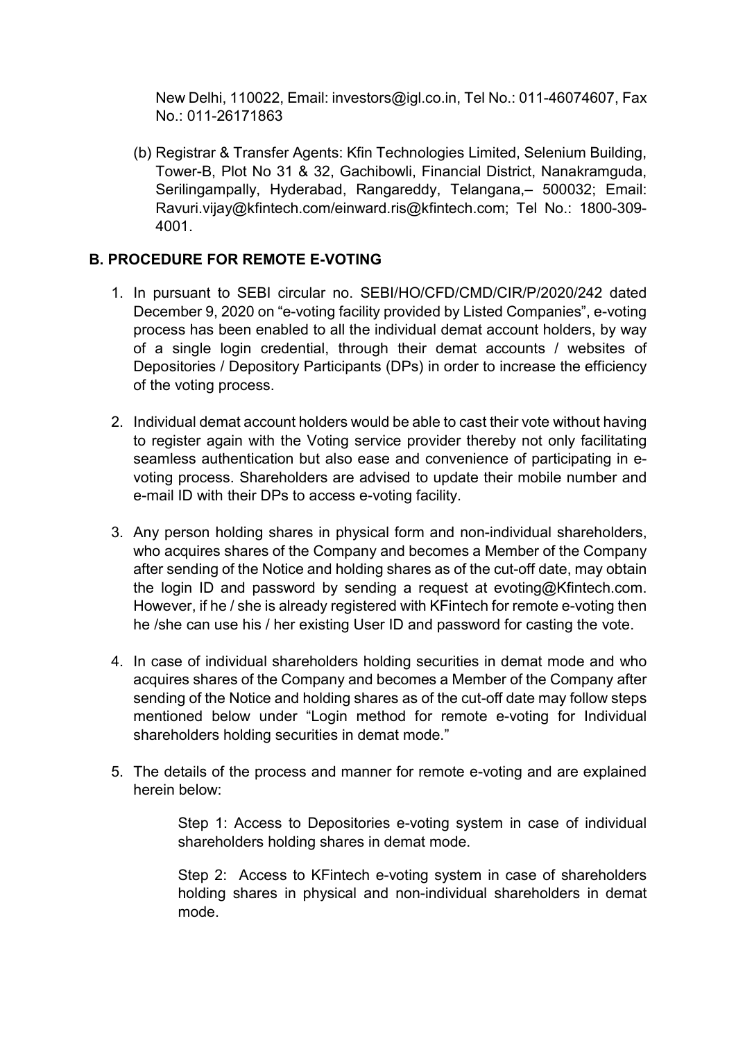New Delhi, 110022, Email: investors@igl.co.in, Tel No.: 011-46074607, Fax No.: 011-26171863

(b) Registrar & Transfer Agents: Kfin Technologies Limited, Selenium Building, Tower-B, Plot No 31 & 32, Gachibowli, Financial District, Nanakramguda, Serilingampally, Hyderabad, Rangareddy, Telangana,– 500032; Email: Ravuri.vijay@kfintech.com/einward.ris@kfintech.com; Tel No.: 1800-309-4001.

## B. PROCEDURE FOR REMOTE E-VOTING

1. In pursuant to SEBI circular no. SEBI/HO/CFD/CMD/CIR/P/2020/242 dated December 9, 2020 on "e-voting facility provided by Listed Companies", e-voting process has been enabled to all the individual demat account holders, by way of a single login credential, through their demat accounts / websites of Depositories / Depository Participants (DPs) in order to increase the efficiency of the voting process.

2. Individual demat account holders would be able to cast their vote without having to register again with the Voting service provider thereby not only facilitating seamless authentication but also ease and convenience of participating in e-voting process. Shareholders are advised to update their mobile number and e-mail ID with their DPs to access e-voting facility.

3. Any person holding shares in physical form and non-individual shareholders, who acquires shares of the Company and becomes a Member of the Company after sending of the Notice and holding shares as of the cut-off date, may obtain the login ID and password by sending a request at evoting@Kfintech.com. However, if he / she is already registered with KFintech for remote e-voting then he /she can use his / her existing User ID and password for casting the vote.

4. In case of individual shareholders holding securities in demat mode and who acquires shares of the Company and becomes a Member of the Company after sending of the Notice and holding shares as of the cut-off date may follow steps mentioned below under "Login method for remote e-voting for Individual shareholders holding securities in demat mode."

5. The details of the process and manner for remote e-voting and are explained herein below:

   Step 1: Access to Depositories e-voting system in case of individual shareholders holding shares in demat mode.

   Step 2: Access to KFintech e-voting system in case of shareholders holding shares in physical and non-individual shareholders in demat mode.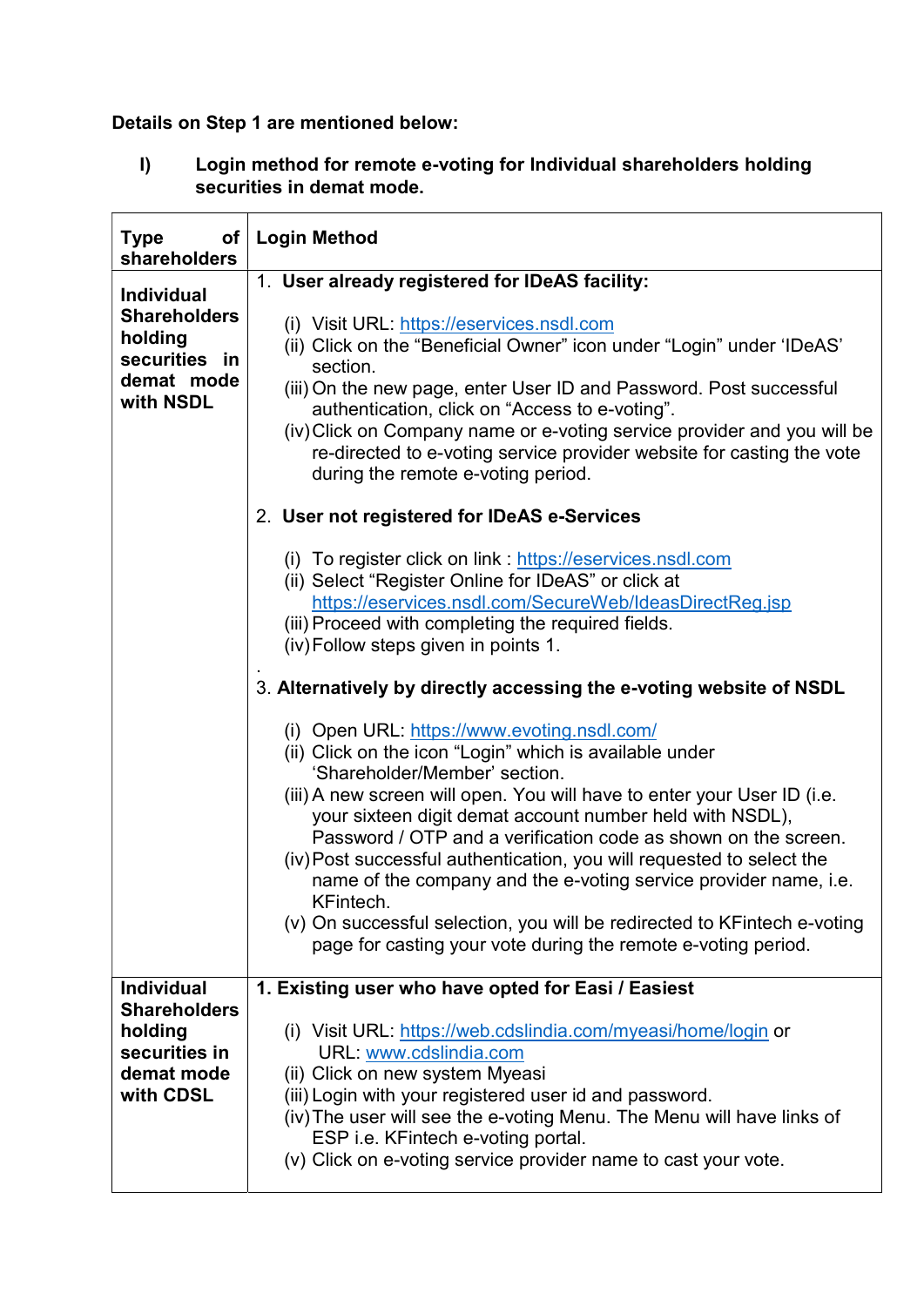**Details on Step 1 are mentioned below:**

**I) Login method for remote e-voting for Individual shareholders holding securities in demat mode.**

| Type of shareholders | Login Method |
|---|---|
| **Individual Shareholders holding securities in demat mode with NSDL** | 1. **User already registered for IDeAS facility:**<br><br>(i) Visit URL: https://eservices.nsdl.com<br>(ii) Click on the "Beneficial Owner" icon under "Login" under 'IDeAS' section.<br>(iii) On the new page, enter User ID and Password. Post successful authentication, click on "Access to e-voting".<br>(iv) Click on Company name or e-voting service provider and you will be re-directed to e-voting service provider website for casting the vote during the remote e-voting period.<br><br>2. **User not registered for IDeAS e-Services**<br><br>(i) To register click on link : https://eservices.nsdl.com<br>(ii) Select "Register Online for IDeAS" or click at https://eservices.nsdl.com/SecureWeb/IdeasDirectReg.jsp<br>(iii) Proceed with completing the required fields.<br>(iv) Follow steps given in points 1.<br>.<br>3. **Alternatively by directly accessing the e-voting website of NSDL**<br><br>(i) Open URL: https://www.evoting.nsdl.com/<br>(ii) Click on the icon "Login" which is available under 'Shareholder/Member' section.<br>(iii) A new screen will open. You will have to enter your User ID (i.e. your sixteen digit demat account number held with NSDL), Password / OTP and a verification code as shown on the screen.<br>(iv) Post successful authentication, you will requested to select the name of the company and the e-voting service provider name, i.e. KFintech.<br>(v) On successful selection, you will be redirected to KFintech e-voting page for casting your vote during the remote e-voting period. |
| **Individual Shareholders holding securities in demat mode with CDSL** | **1. Existing user who have opted for Easi / Easiest**<br><br>(i) Visit URL: https://web.cdslindia.com/myeasi/home/login or URL: www.cdslindia.com<br>(ii) Click on new system Myeasi<br>(iii) Login with your registered user id and password.<br>(iv) The user will see the e-voting Menu. The Menu will have links of ESP i.e. KFintech e-voting portal.<br>(v) Click on e-voting service provider name to cast your vote. |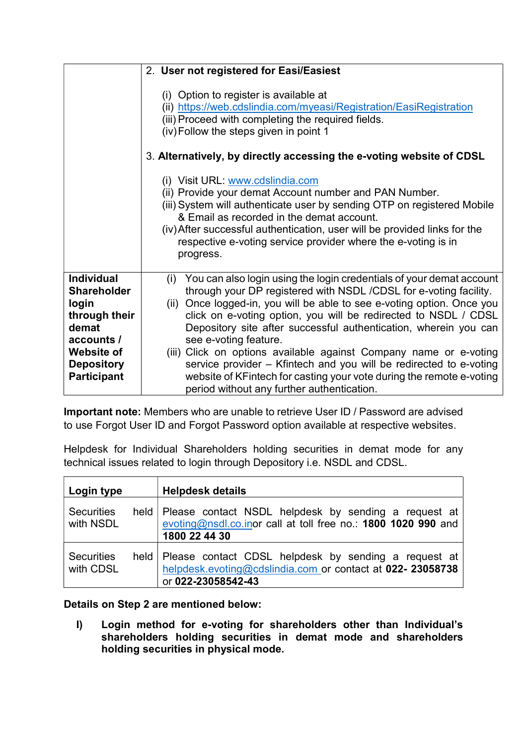| | 2. **User not registered for Easi/Easiest**<br><br>(i) Option to register is available at<br>(ii) https://web.cdslindia.com/myeasi/Registration/EasiRegistration<br>(iii) Proceed with completing the required fields.<br>(iv) Follow the steps given in point 1<br><br>3. **Alternatively, by directly accessing the e-voting website of CDSL**<br><br>(i) Visit URL: www.cdslindia.com<br>(ii) Provide your demat Account number and PAN Number.<br>(iii) System will authenticate user by sending OTP on registered Mobile & Email as recorded in the demat account.<br>(iv) After successful authentication, user will be provided links for the respective e-voting service provider where the e-voting is in progress. |
|---|---|
| **Individual Shareholder login through their demat accounts / Website of Depository Participant** | (i) You can also login using the login credentials of your demat account through your DP registered with NSDL /CDSL for e-voting facility.<br>(ii) Once logged-in, you will be able to see e-voting option. Once you click on e-voting option, you will be redirected to NSDL / CDSL Depository site after successful authentication, wherein you can see e-voting feature.<br>(iii) Click on options available against Company name or e-voting service provider – Kfintech and you will be redirected to e-voting website of KFintech for casting your vote during the remote e-voting period without any further authentication. |

**Important note:** Members who are unable to retrieve User ID / Password are advised to use Forgot User ID and Forgot Password option available at respective websites.

Helpdesk for Individual Shareholders holding securities in demat mode for any technical issues related to login through Depository i.e. NSDL and CDSL.

| **Login type** | **Helpdesk details** |
|---|---|
| Securities held with NSDL | Please contact NSDL helpdesk by sending a request at evoting@nsdl.co.inor call at toll free no.: **1800 1020 990** and **1800 22 44 30** |
| Securities held with CDSL | Please contact CDSL helpdesk by sending a request at helpdesk.evoting@cdslindia.com or contact at **022- 23058738** or **022-23058542-43** |

**Details on Step 2 are mentioned below:**

**I) Login method for e-voting for shareholders other than Individual's shareholders holding securities in demat mode and shareholders holding securities in physical mode.**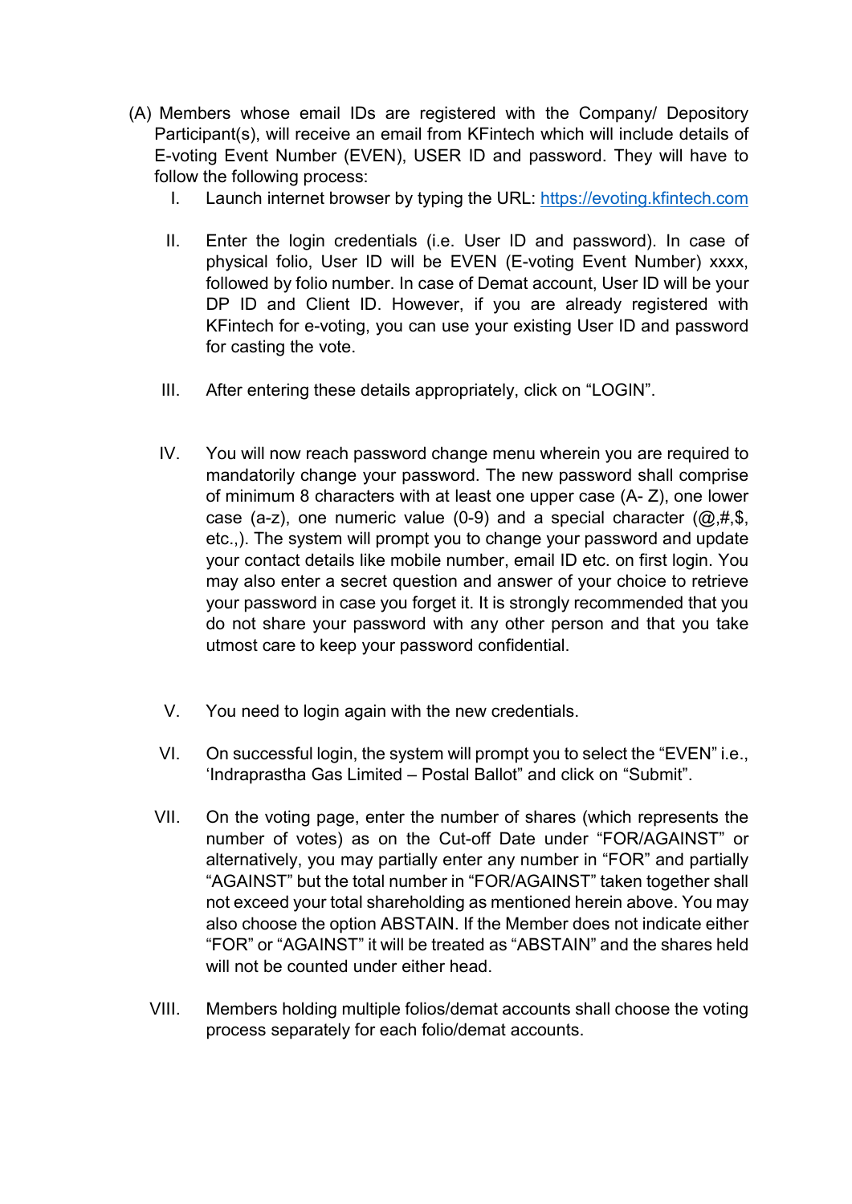(A) Members whose email IDs are registered with the Company/ Depository Participant(s), will receive an email from KFintech which will include details of E-voting Event Number (EVEN), USER ID and password. They will have to follow the following process:

I. Launch internet browser by typing the URL: [https://evoting.kfintech.com](https://evoting.kfintech.com)

II. Enter the login credentials (i.e. User ID and password). In case of physical folio, User ID will be EVEN (E-voting Event Number) xxxx, followed by folio number. In case of Demat account, User ID will be your DP ID and Client ID. However, if you are already registered with KFintech for e-voting, you can use your existing User ID and password for casting the vote.

III. After entering these details appropriately, click on "LOGIN".

IV. You will now reach password change menu wherein you are required to mandatorily change your password. The new password shall comprise of minimum 8 characters with at least one upper case (A- Z), one lower case (a-z), one numeric value (0-9) and a special character (@,#,$, etc.,). The system will prompt you to change your password and update your contact details like mobile number, email ID etc. on first login. You may also enter a secret question and answer of your choice to retrieve your password in case you forget it. It is strongly recommended that you do not share your password with any other person and that you take utmost care to keep your password confidential.

V. You need to login again with the new credentials.

VI. On successful login, the system will prompt you to select the "EVEN" i.e., 'Indraprastha Gas Limited – Postal Ballot" and click on "Submit".

VII. On the voting page, enter the number of shares (which represents the number of votes) as on the Cut-off Date under "FOR/AGAINST" or alternatively, you may partially enter any number in "FOR" and partially "AGAINST" but the total number in "FOR/AGAINST" taken together shall not exceed your total shareholding as mentioned herein above. You may also choose the option ABSTAIN. If the Member does not indicate either "FOR" or "AGAINST" it will be treated as "ABSTAIN" and the shares held will not be counted under either head.

VIII. Members holding multiple folios/demat accounts shall choose the voting process separately for each folio/demat accounts.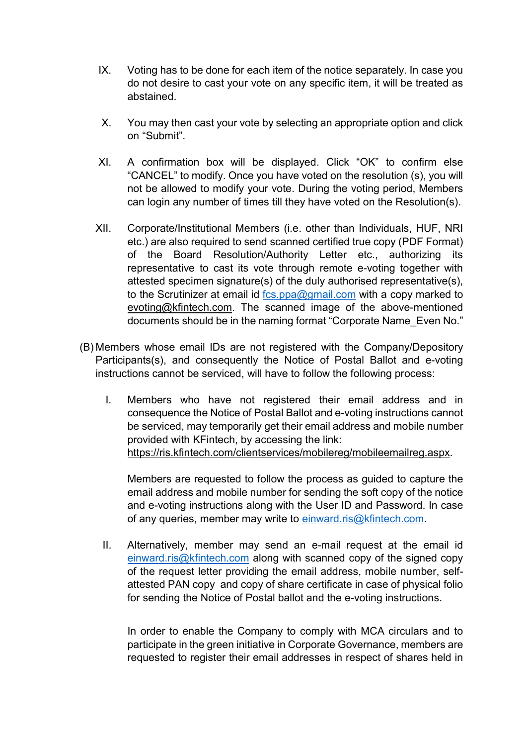IX. Voting has to be done for each item of the notice separately. In case you do not desire to cast your vote on any specific item, it will be treated as abstained.

X. You may then cast your vote by selecting an appropriate option and click on "Submit".

XI. A confirmation box will be displayed. Click "OK" to confirm else "CANCEL" to modify. Once you have voted on the resolution (s), you will not be allowed to modify your vote. During the voting period, Members can login any number of times till they have voted on the Resolution(s).

XII. Corporate/Institutional Members (i.e. other than Individuals, HUF, NRI etc.) are also required to send scanned certified true copy (PDF Format) of the Board Resolution/Authority Letter etc., authorizing its representative to cast its vote through remote e-voting together with attested specimen signature(s) of the duly authorised representative(s), to the Scrutinizer at email id fcs.ppa@gmail.com with a copy marked to evoting@kfintech.com. The scanned image of the above-mentioned documents should be in the naming format "Corporate Name_Even No."

(B) Members whose email IDs are not registered with the Company/Depository Participants(s), and consequently the Notice of Postal Ballot and e-voting instructions cannot be serviced, will have to follow the following process:

I. Members who have not registered their email address and in consequence the Notice of Postal Ballot and e-voting instructions cannot be serviced, may temporarily get their email address and mobile number provided with KFintech, by accessing the link: https://ris.kfintech.com/clientservices/mobilereg/mobileemailreg.aspx.

   Members are requested to follow the process as guided to capture the email address and mobile number for sending the soft copy of the notice and e-voting instructions along with the User ID and Password. In case of any queries, member may write to einward.ris@kfintech.com.

II. Alternatively, member may send an e-mail request at the email id einward.ris@kfintech.com along with scanned copy of the signed copy of the request letter providing the email address, mobile number, self-attested PAN copy and copy of share certificate in case of physical folio for sending the Notice of Postal ballot and the e-voting instructions.

   In order to enable the Company to comply with MCA circulars and to participate in the green initiative in Corporate Governance, members are requested to register their email addresses in respect of shares held in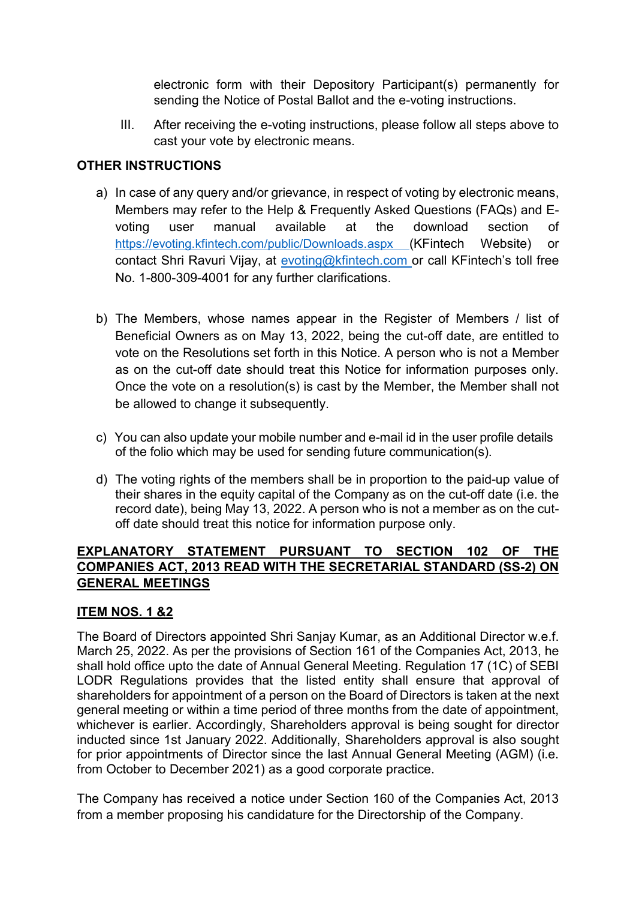electronic form with their Depository Participant(s) permanently for sending the Notice of Postal Ballot and the e-voting instructions.

III. After receiving the e-voting instructions, please follow all steps above to cast your vote by electronic means.

**OTHER INSTRUCTIONS**

a) In case of any query and/or grievance, in respect of voting by electronic means, Members may refer to the Help & Frequently Asked Questions (FAQs) and E-voting user manual available at the download section of https://evoting.kfintech.com/public/Downloads.aspx (KFintech Website) or contact Shri Ravuri Vijay, at evoting@kfintech.com or call KFintech's toll free No. 1-800-309-4001 for any further clarifications.

b) The Members, whose names appear in the Register of Members / list of Beneficial Owners as on May 13, 2022, being the cut-off date, are entitled to vote on the Resolutions set forth in this Notice. A person who is not a Member as on the cut-off date should treat this Notice for information purposes only. Once the vote on a resolution(s) is cast by the Member, the Member shall not be allowed to change it subsequently.

c) You can also update your mobile number and e-mail id in the user profile details of the folio which may be used for sending future communication(s).

d) The voting rights of the members shall be in proportion to the paid-up value of their shares in the equity capital of the Company as on the cut-off date (i.e. the record date), being May 13, 2022. A person who is not a member as on the cut-off date should treat this notice for information purpose only.

**EXPLANATORY STATEMENT PURSUANT TO SECTION 102 OF THE COMPANIES ACT, 2013 READ WITH THE SECRETARIAL STANDARD (SS-2) ON GENERAL MEETINGS**

**ITEM NOS. 1 &2**

The Board of Directors appointed Shri Sanjay Kumar, as an Additional Director w.e.f. March 25, 2022. As per the provisions of Section 161 of the Companies Act, 2013, he shall hold office upto the date of Annual General Meeting. Regulation 17 (1C) of SEBI LODR Regulations provides that the listed entity shall ensure that approval of shareholders for appointment of a person on the Board of Directors is taken at the next general meeting or within a time period of three months from the date of appointment, whichever is earlier. Accordingly, Shareholders approval is being sought for director inducted since 1st January 2022. Additionally, Shareholders approval is also sought for prior appointments of Director since the last Annual General Meeting (AGM) (i.e. from October to December 2021) as a good corporate practice.

The Company has received a notice under Section 160 of the Companies Act, 2013 from a member proposing his candidature for the Directorship of the Company.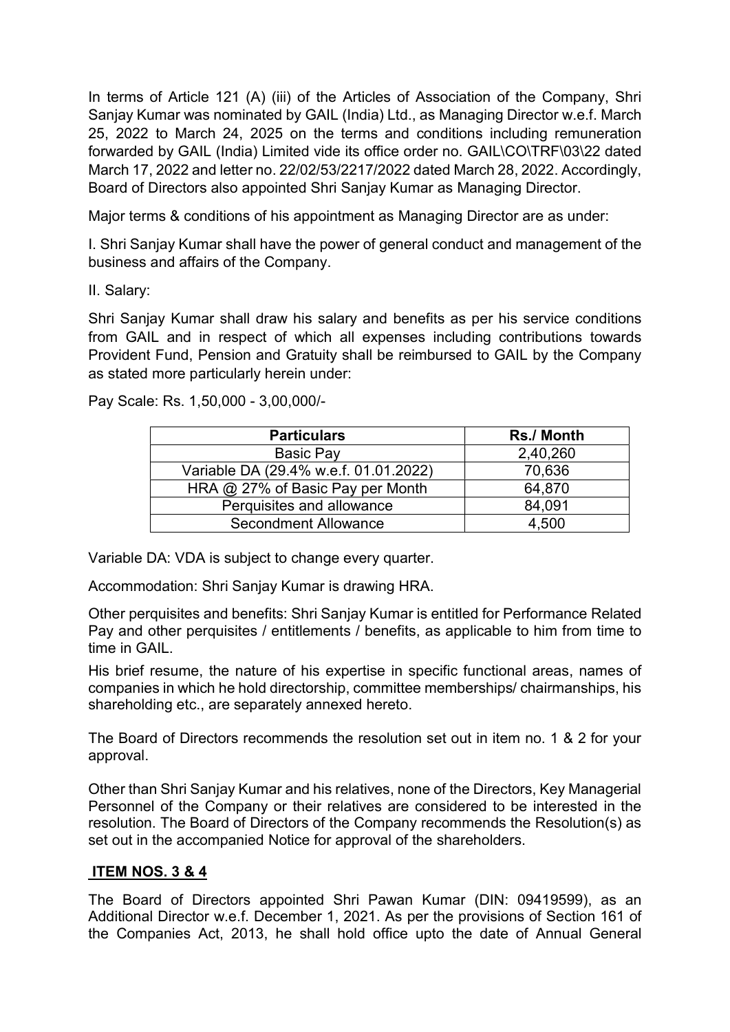In terms of Article 121 (A) (iii) of the Articles of Association of the Company, Shri Sanjay Kumar was nominated by GAIL (India) Ltd., as Managing Director w.e.f. March 25, 2022 to March 24, 2025 on the terms and conditions including remuneration forwarded by GAIL (India) Limited vide its office order no. GAIL\CO\TRF\03\22 dated March 17, 2022 and letter no. 22/02/53/2217/2022 dated March 28, 2022. Accordingly, Board of Directors also appointed Shri Sanjay Kumar as Managing Director.

Major terms & conditions of his appointment as Managing Director are as under:

I. Shri Sanjay Kumar shall have the power of general conduct and management of the business and affairs of the Company.

II. Salary:

Shri Sanjay Kumar shall draw his salary and benefits as per his service conditions from GAIL and in respect of which all expenses including contributions towards Provident Fund, Pension and Gratuity shall be reimbursed to GAIL by the Company as stated more particularly herein under:

Pay Scale: Rs. 1,50,000 - 3,00,000/-

| Particulars | Rs./ Month |
|---|---|
| Basic Pay | 2,40,260 |
| Variable DA (29.4% w.e.f. 01.01.2022) | 70,636 |
| HRA @ 27% of Basic Pay per Month | 64,870 |
| Perquisites and allowance | 84,091 |
| Secondment Allowance | 4,500 |

Variable DA: VDA is subject to change every quarter.

Accommodation: Shri Sanjay Kumar is drawing HRA.

Other perquisites and benefits: Shri Sanjay Kumar is entitled for Performance Related Pay and other perquisites / entitlements / benefits, as applicable to him from time to time in GAIL.

His brief resume, the nature of his expertise in specific functional areas, names of companies in which he hold directorship, committee memberships/ chairmanships, his shareholding etc., are separately annexed hereto.

The Board of Directors recommends the resolution set out in item no. 1 & 2 for your approval.

Other than Shri Sanjay Kumar and his relatives, none of the Directors, Key Managerial Personnel of the Company or their relatives are considered to be interested in the resolution. The Board of Directors of the Company recommends the Resolution(s) as set out in the accompanied Notice for approval of the shareholders.

## ITEM NOS. 3 & 4

The Board of Directors appointed Shri Pawan Kumar (DIN: 09419599), as an Additional Director w.e.f. December 1, 2021. As per the provisions of Section 161 of the Companies Act, 2013, he shall hold office upto the date of Annual General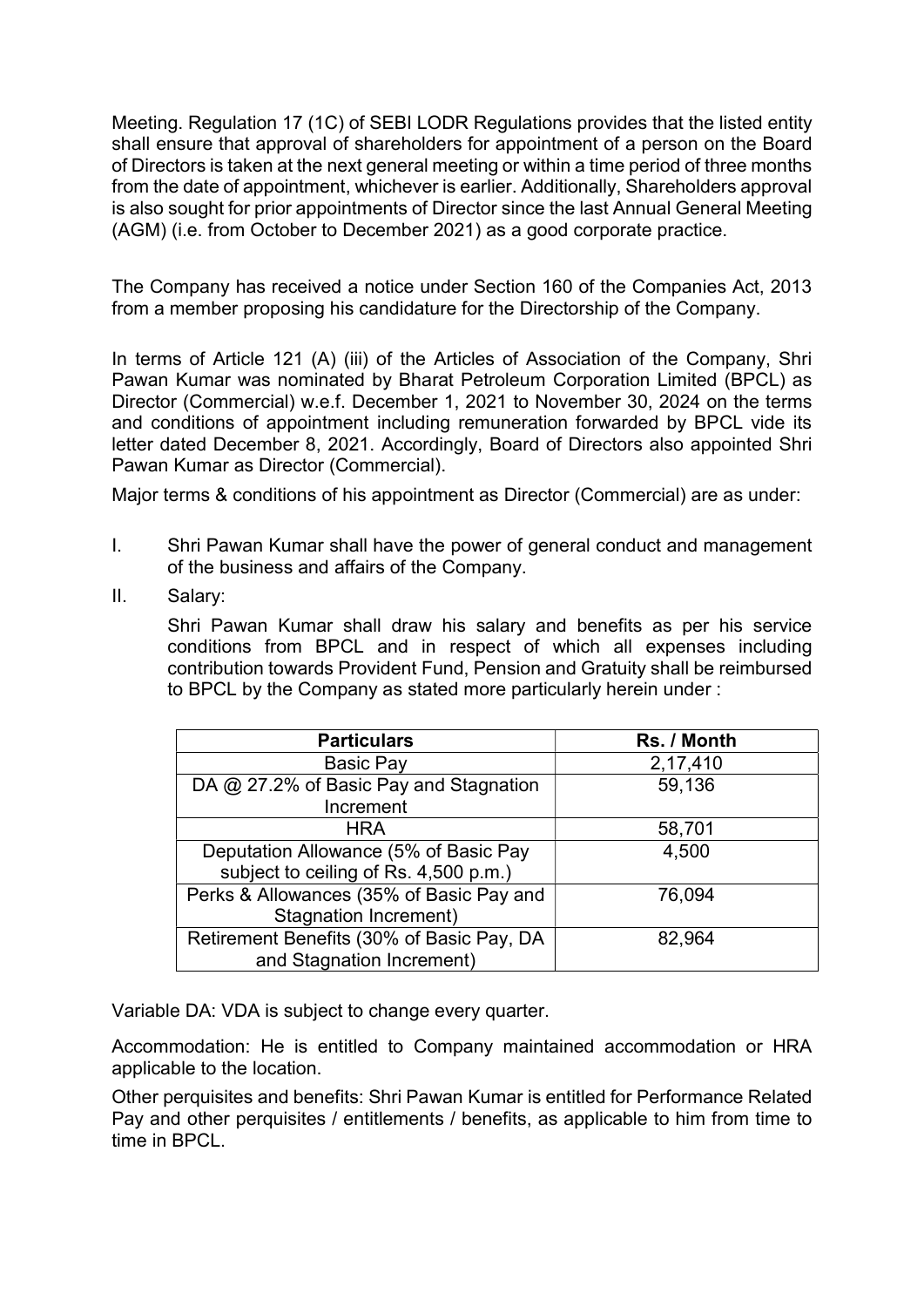Meeting. Regulation 17 (1C) of SEBI LODR Regulations provides that the listed entity shall ensure that approval of shareholders for appointment of a person on the Board of Directors is taken at the next general meeting or within a time period of three months from the date of appointment, whichever is earlier. Additionally, Shareholders approval is also sought for prior appointments of Director since the last Annual General Meeting (AGM) (i.e. from October to December 2021) as a good corporate practice.

The Company has received a notice under Section 160 of the Companies Act, 2013 from a member proposing his candidature for the Directorship of the Company.

In terms of Article 121 (A) (iii) of the Articles of Association of the Company, Shri Pawan Kumar was nominated by Bharat Petroleum Corporation Limited (BPCL) as Director (Commercial) w.e.f. December 1, 2021 to November 30, 2024 on the terms and conditions of appointment including remuneration forwarded by BPCL vide its letter dated December 8, 2021. Accordingly, Board of Directors also appointed Shri Pawan Kumar as Director (Commercial).

Major terms & conditions of his appointment as Director (Commercial) are as under:

I. Shri Pawan Kumar shall have the power of general conduct and management of the business and affairs of the Company.

II. Salary:

Shri Pawan Kumar shall draw his salary and benefits as per his service conditions from BPCL and in respect of which all expenses including contribution towards Provident Fund, Pension and Gratuity shall be reimbursed to BPCL by the Company as stated more particularly herein under :

| Particulars | Rs. / Month |
|---|---|
| Basic Pay | 2,17,410 |
| DA @ 27.2% of Basic Pay and Stagnation Increment | 59,136 |
| HRA | 58,701 |
| Deputation Allowance (5% of Basic Pay subject to ceiling of Rs. 4,500 p.m.) | 4,500 |
| Perks & Allowances (35% of Basic Pay and Stagnation Increment) | 76,094 |
| Retirement Benefits (30% of Basic Pay, DA and Stagnation Increment) | 82,964 |

Variable DA: VDA is subject to change every quarter.

Accommodation: He is entitled to Company maintained accommodation or HRA applicable to the location.

Other perquisites and benefits: Shri Pawan Kumar is entitled for Performance Related Pay and other perquisites / entitlements / benefits, as applicable to him from time to time in BPCL.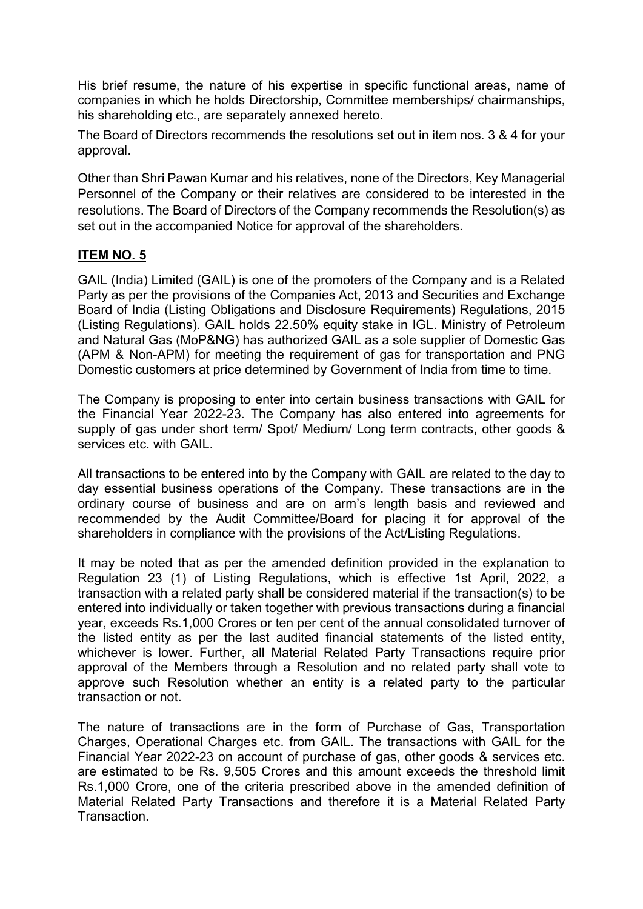His brief resume, the nature of his expertise in specific functional areas, name of companies in which he holds Directorship, Committee memberships/ chairmanships, his shareholding etc., are separately annexed hereto.

The Board of Directors recommends the resolutions set out in item nos. 3 & 4 for your approval.

Other than Shri Pawan Kumar and his relatives, none of the Directors, Key Managerial Personnel of the Company or their relatives are considered to be interested in the resolutions. The Board of Directors of the Company recommends the Resolution(s) as set out in the accompanied Notice for approval of the shareholders.

## **ITEM NO. 5**

GAIL (India) Limited (GAIL) is one of the promoters of the Company and is a Related Party as per the provisions of the Companies Act, 2013 and Securities and Exchange Board of India (Listing Obligations and Disclosure Requirements) Regulations, 2015 (Listing Regulations). GAIL holds 22.50% equity stake in IGL. Ministry of Petroleum and Natural Gas (MoP&NG) has authorized GAIL as a sole supplier of Domestic Gas (APM & Non-APM) for meeting the requirement of gas for transportation and PNG Domestic customers at price determined by Government of India from time to time.

The Company is proposing to enter into certain business transactions with GAIL for the Financial Year 2022-23. The Company has also entered into agreements for supply of gas under short term/ Spot/ Medium/ Long term contracts, other goods & services etc. with GAIL.

All transactions to be entered into by the Company with GAIL are related to the day to day essential business operations of the Company. These transactions are in the ordinary course of business and are on arm's length basis and reviewed and recommended by the Audit Committee/Board for placing it for approval of the shareholders in compliance with the provisions of the Act/Listing Regulations.

It may be noted that as per the amended definition provided in the explanation to Regulation 23 (1) of Listing Regulations, which is effective 1st April, 2022, a transaction with a related party shall be considered material if the transaction(s) to be entered into individually or taken together with previous transactions during a financial year, exceeds Rs.1,000 Crores or ten per cent of the annual consolidated turnover of the listed entity as per the last audited financial statements of the listed entity, whichever is lower. Further, all Material Related Party Transactions require prior approval of the Members through a Resolution and no related party shall vote to approve such Resolution whether an entity is a related party to the particular transaction or not.

The nature of transactions are in the form of Purchase of Gas, Transportation Charges, Operational Charges etc. from GAIL. The transactions with GAIL for the Financial Year 2022-23 on account of purchase of gas, other goods & services etc. are estimated to be Rs. 9,505 Crores and this amount exceeds the threshold limit Rs.1,000 Crore, one of the criteria prescribed above in the amended definition of Material Related Party Transactions and therefore it is a Material Related Party Transaction.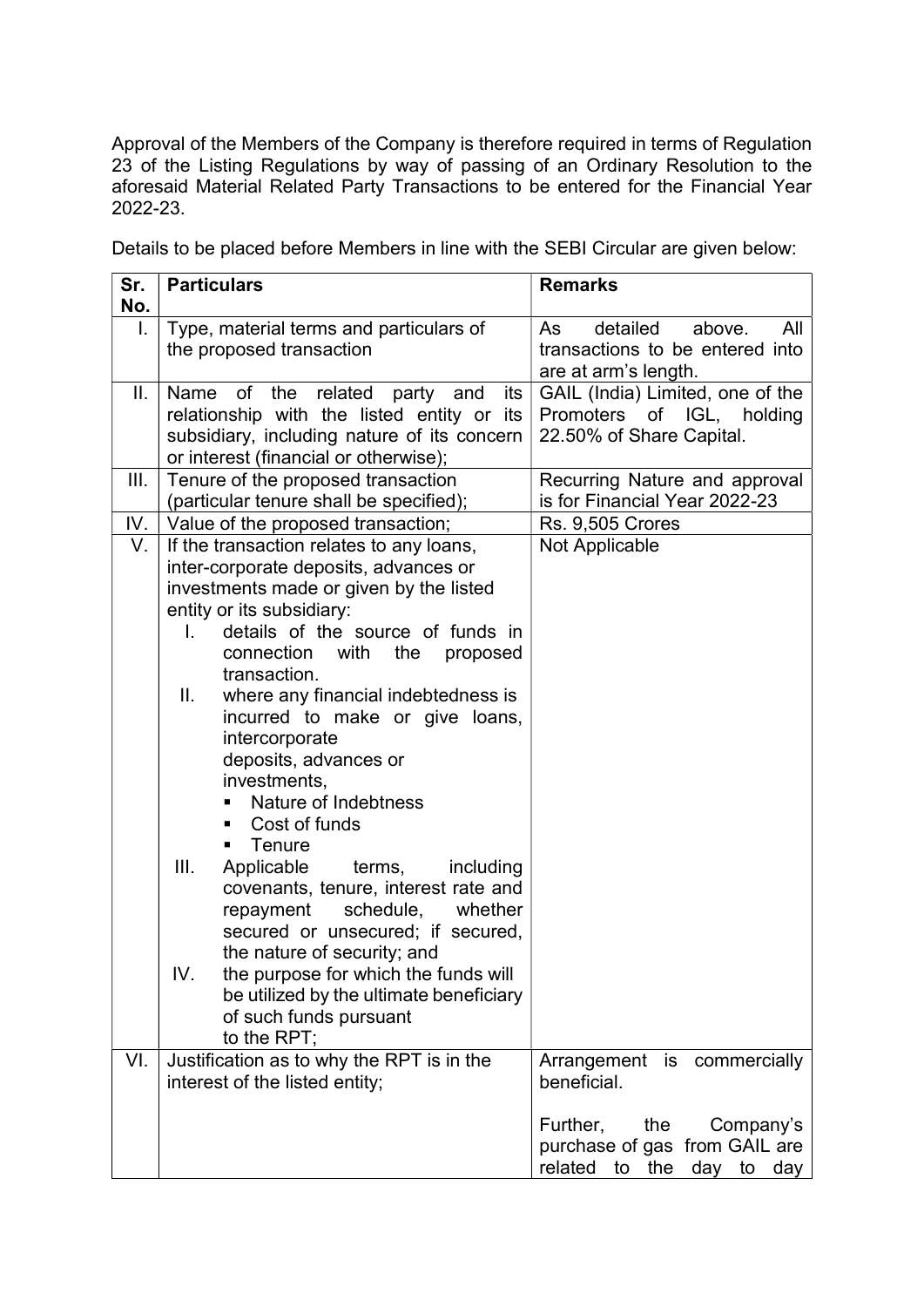Approval of the Members of the Company is therefore required in terms of Regulation 23 of the Listing Regulations by way of passing of an Ordinary Resolution to the aforesaid Material Related Party Transactions to be entered for the Financial Year 2022-23.

Details to be placed before Members in line with the SEBI Circular are given below:

| Sr. No. | Particulars | Remarks |
|---|---|---|
| I. | Type, material terms and particulars of the proposed transaction | As detailed above. All transactions to be entered into are at arm's length. |
| II. | Name of the related party and its relationship with the listed entity or its subsidiary, including nature of its concern or interest (financial or otherwise); | GAIL (India) Limited, one of the Promoters of IGL, holding 22.50% of Share Capital. |
| III. | Tenure of the proposed transaction (particular tenure shall be specified); | Recurring Nature and approval is for Financial Year 2022-23 |
| IV. | Value of the proposed transaction; | Rs. 9,505 Crores |
| V. | If the transaction relates to any loans, inter-corporate deposits, advances or investments made or given by the listed entity or its subsidiary:<br>I. details of the source of funds in connection with the proposed transaction.<br>II. where any financial indebtedness is incurred to make or give loans, intercorporate deposits, advances or investments,<br>▪ Nature of Indebtness<br>▪ Cost of funds<br>▪ Tenure<br>III. Applicable terms, including covenants, tenure, interest rate and repayment schedule, whether secured or unsecured; if secured, the nature of security; and<br>IV. the purpose for which the funds will be utilized by the ultimate beneficiary of such funds pursuant to the RPT; | Not Applicable |
| VI. | Justification as to why the RPT is in the interest of the listed entity; | Arrangement is commercially beneficial.<br><br>Further, the Company's purchase of gas from GAIL are related to the day to day |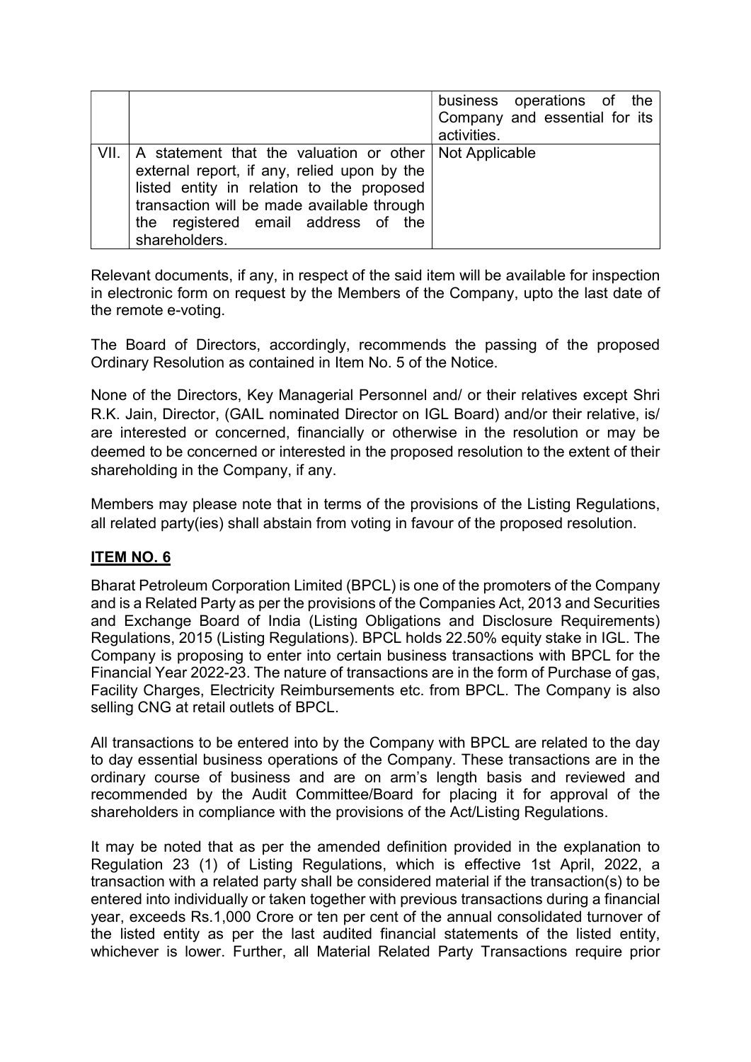| | | |
|---|---|---|
| | | business operations of the Company and essential for its activities. |
| VII. | A statement that the valuation or other external report, if any, relied upon by the listed entity in relation to the proposed transaction will be made available through the registered email address of the shareholders. | Not Applicable |

Relevant documents, if any, in respect of the said item will be available for inspection in electronic form on request by the Members of the Company, upto the last date of the remote e-voting.

The Board of Directors, accordingly, recommends the passing of the proposed Ordinary Resolution as contained in Item No. 5 of the Notice.

None of the Directors, Key Managerial Personnel and/ or their relatives except Shri R.K. Jain, Director, (GAIL nominated Director on IGL Board) and/or their relative, is/ are interested or concerned, financially or otherwise in the resolution or may be deemed to be concerned or interested in the proposed resolution to the extent of their shareholding in the Company, if any.

Members may please note that in terms of the provisions of the Listing Regulations, all related party(ies) shall abstain from voting in favour of the proposed resolution.

## ITEM NO. 6

Bharat Petroleum Corporation Limited (BPCL) is one of the promoters of the Company and is a Related Party as per the provisions of the Companies Act, 2013 and Securities and Exchange Board of India (Listing Obligations and Disclosure Requirements) Regulations, 2015 (Listing Regulations). BPCL holds 22.50% equity stake in IGL. The Company is proposing to enter into certain business transactions with BPCL for the Financial Year 2022-23. The nature of transactions are in the form of Purchase of gas, Facility Charges, Electricity Reimbursements etc. from BPCL. The Company is also selling CNG at retail outlets of BPCL.

All transactions to be entered into by the Company with BPCL are related to the day to day essential business operations of the Company. These transactions are in the ordinary course of business and are on arm's length basis and reviewed and recommended by the Audit Committee/Board for placing it for approval of the shareholders in compliance with the provisions of the Act/Listing Regulations.

It may be noted that as per the amended definition provided in the explanation to Regulation 23 (1) of Listing Regulations, which is effective 1st April, 2022, a transaction with a related party shall be considered material if the transaction(s) to be entered into individually or taken together with previous transactions during a financial year, exceeds Rs.1,000 Crore or ten per cent of the annual consolidated turnover of the listed entity as per the last audited financial statements of the listed entity, whichever is lower. Further, all Material Related Party Transactions require prior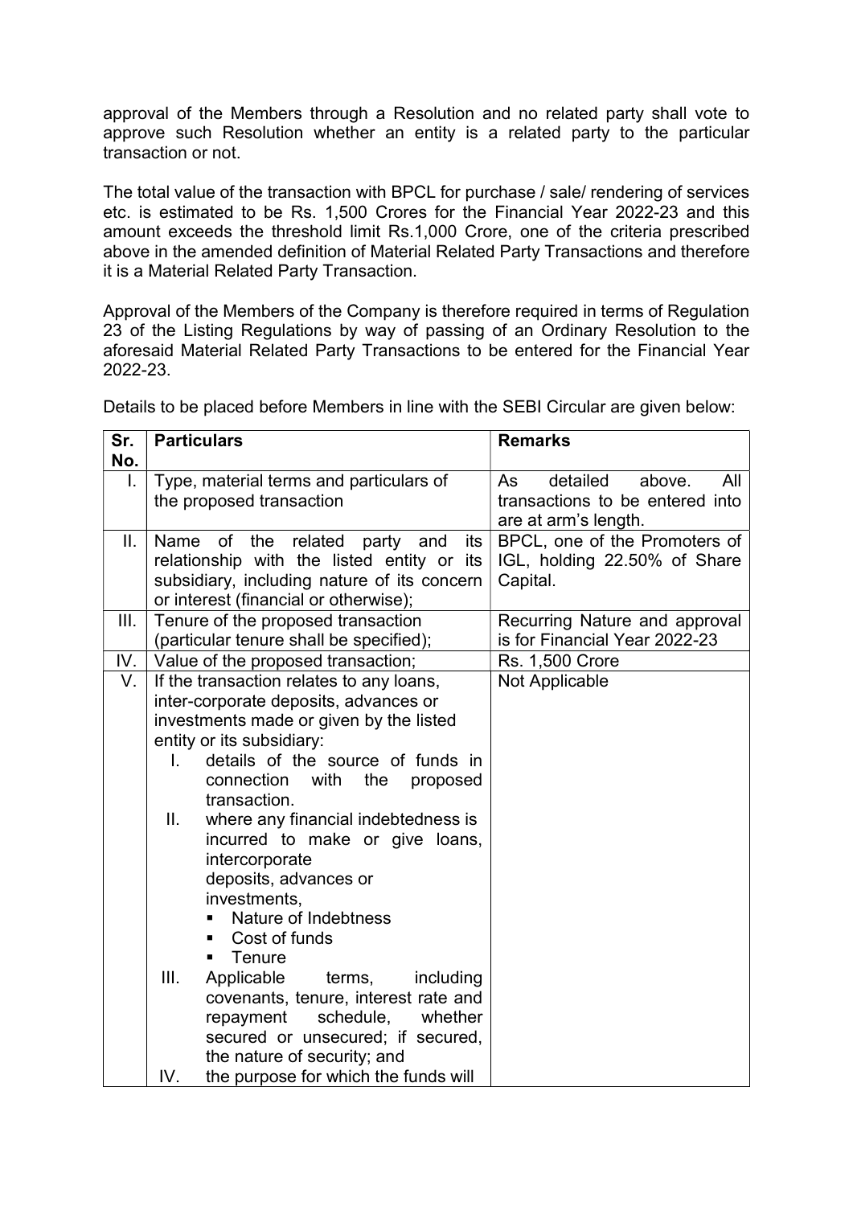approval of the Members through a Resolution and no related party shall vote to approve such Resolution whether an entity is a related party to the particular transaction or not.

The total value of the transaction with BPCL for purchase / sale/ rendering of services etc. is estimated to be Rs. 1,500 Crores for the Financial Year 2022-23 and this amount exceeds the threshold limit Rs.1,000 Crore, one of the criteria prescribed above in the amended definition of Material Related Party Transactions and therefore it is a Material Related Party Transaction.

Approval of the Members of the Company is therefore required in terms of Regulation 23 of the Listing Regulations by way of passing of an Ordinary Resolution to the aforesaid Material Related Party Transactions to be entered for the Financial Year 2022-23.

Details to be placed before Members in line with the SEBI Circular are given below:

| Sr. No. | Particulars | Remarks |
|---|---|---|
| I. | Type, material terms and particulars of the proposed transaction | As detailed above. All transactions to be entered into are at arm's length. |
| II. | Name of the related party and its relationship with the listed entity or its subsidiary, including nature of its concern or interest (financial or otherwise); | BPCL, one of the Promoters of IGL, holding 22.50% of Share Capital. |
| III. | Tenure of the proposed transaction (particular tenure shall be specified); | Recurring Nature and approval is for Financial Year 2022-23 |
| IV. | Value of the proposed transaction; | Rs. 1,500 Crore |
| V. | If the transaction relates to any loans, inter-corporate deposits, advances or investments made or given by the listed entity or its subsidiary:<br>I. details of the source of funds in connection with the proposed transaction.<br>II. where any financial indebtedness is incurred to make or give loans, intercorporate deposits, advances or investments,<br>▪ Nature of Indebtness<br>▪ Cost of funds<br>▪ Tenure<br>III. Applicable terms, including covenants, tenure, interest rate and repayment schedule, whether secured or unsecured; if secured, the nature of security; and<br>IV. the purpose for which the funds will | Not Applicable |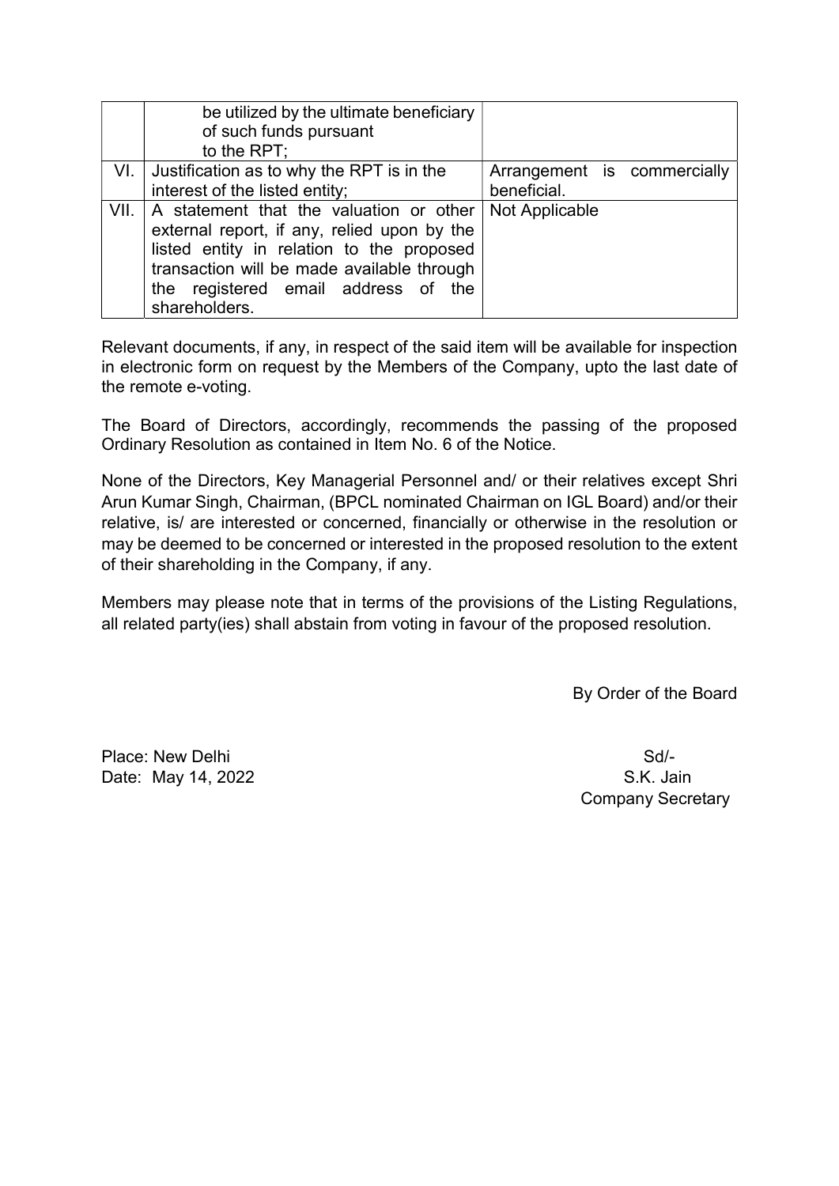| | | |
|---|---|---|
| | be utilized by the ultimate beneficiary of such funds pursuant to the RPT; | |
| VI. | Justification as to why the RPT is in the interest of the listed entity; | Arrangement is commercially beneficial. |
| VII. | A statement that the valuation or other external report, if any, relied upon by the listed entity in relation to the proposed transaction will be made available through the registered email address of the shareholders. | Not Applicable |

Relevant documents, if any, in respect of the said item will be available for inspection in electronic form on request by the Members of the Company, upto the last date of the remote e-voting.

The Board of Directors, accordingly, recommends the passing of the proposed Ordinary Resolution as contained in Item No. 6 of the Notice.

None of the Directors, Key Managerial Personnel and/ or their relatives except Shri Arun Kumar Singh, Chairman, (BPCL nominated Chairman on IGL Board) and/or their relative, is/ are interested or concerned, financially or otherwise in the resolution or may be deemed to be concerned or interested in the proposed resolution to the extent of their shareholding in the Company, if any.

Members may please note that in terms of the provisions of the Listing Regulations, all related party(ies) shall abstain from voting in favour of the proposed resolution.

By Order of the Board

Place: New Delhi
Date: May 14, 2022

Sd/-
S.K. Jain
Company Secretary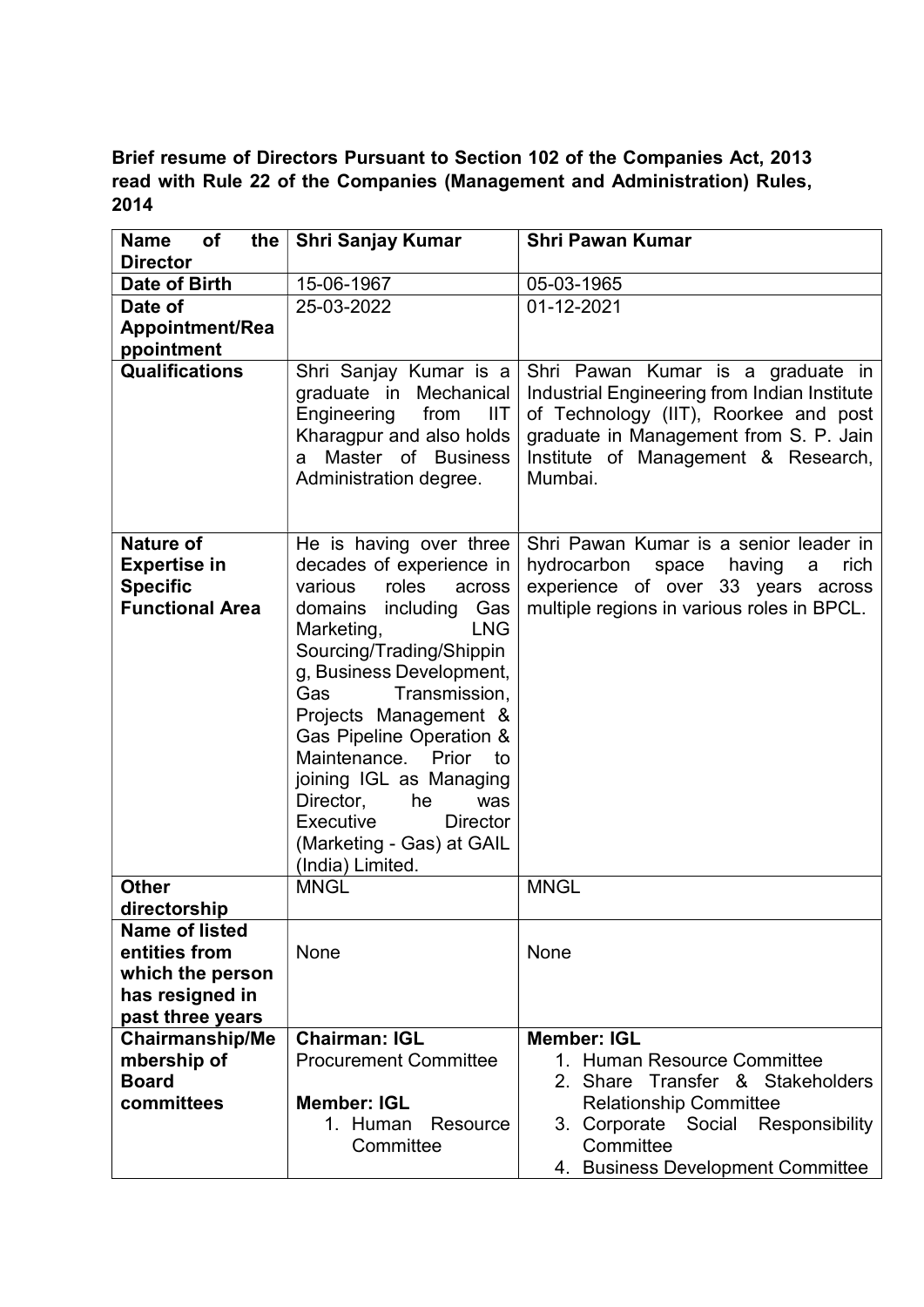**Brief resume of Directors Pursuant to Section 102 of the Companies Act, 2013 read with Rule 22 of the Companies (Management and Administration) Rules, 2014**

| **Name of the Director** | **Shri Sanjay Kumar** | **Shri Pawan Kumar** |
|---|---|---|
| **Date of Birth** | 15-06-1967 | 05-03-1965 |
| **Date of Appointment/Reappointment** | 25-03-2022 | 01-12-2021 |
| **Qualifications** | Shri Sanjay Kumar is a graduate in Mechanical Engineering from IIT Kharagpur and also holds a Master of Business Administration degree. | Shri Pawan Kumar is a graduate in Industrial Engineering from Indian Institute of Technology (IIT), Roorkee and post graduate in Management from S. P. Jain Institute of Management & Research, Mumbai. |
| **Nature of Expertise in Specific Functional Area** | He is having over three decades of experience in various roles across domains including Gas Marketing, LNG Sourcing/Trading/Shipping, Business Development, Gas Transmission, Projects Management & Gas Pipeline Operation & Maintenance. Prior to joining IGL as Managing Director, he was Executive Director (Marketing - Gas) at GAIL (India) Limited. | Shri Pawan Kumar is a senior leader in hydrocarbon space having a rich experience of over 33 years across multiple regions in various roles in BPCL. |
| **Other directorship** | MNGL | MNGL |
| **Name of listed entities from which the person has resigned in past three years** | None | None |
| **Chairmanship/Membership of Board committees** | **Chairman: IGL**<br>Procurement Committee<br><br>**Member: IGL**<br>1. Human Resource Committee | **Member: IGL**<br>1. Human Resource Committee<br>2. Share Transfer & Stakeholders Relationship Committee<br>3. Corporate Social Responsibility Committee<br>4. Business Development Committee |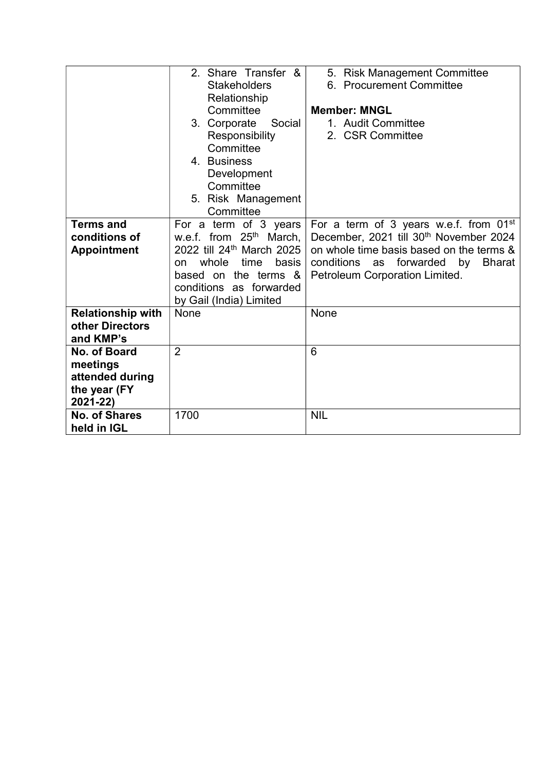| | | |
|---|---|---|
| | 2. Share Transfer & Stakeholders Relationship Committee<br>3. Corporate Social Responsibility Committee<br>4. Business Development Committee<br>5. Risk Management Committee | 5. Risk Management Committee<br>6. Procurement Committee<br><br>**Member: MNGL**<br>1. Audit Committee<br>2. CSR Committee |
| **Terms and conditions of Appointment** | For a term of 3 years w.e.f. from 25th March, 2022 till 24th March 2025 on whole time basis based on the terms & conditions as forwarded by Gail (India) Limited | For a term of 3 years w.e.f. from 01st December, 2021 till 30th November 2024 on whole time basis based on the terms & conditions as forwarded by Bharat Petroleum Corporation Limited. |
| **Relationship with other Directors and KMP's** | None | None |
| **No. of Board meetings attended during the year (FY 2021-22)** | 2 | 6 |
| **No. of Shares held in IGL** | 1700 | NIL |